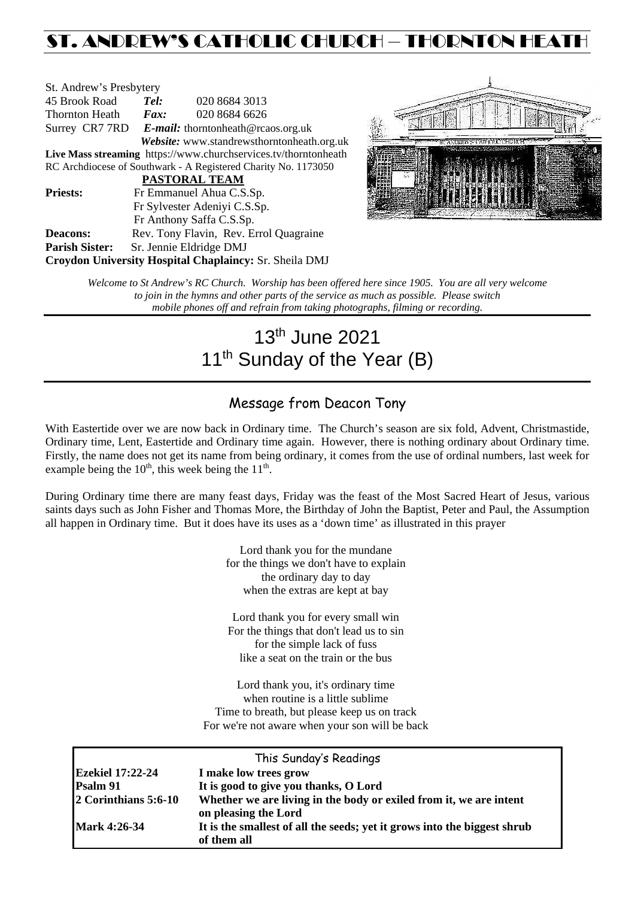# ST. ANDREW'S CATHOLIC CHURCH – THORNTON HEATH

St. Andrew's Presbytery
45 Brook Road *Tel:* 020 8684 3013
Thornton Heath *Fax:* 020 8684 6626
Surrey CR7 7RD *E-mail:* thorntonheath@rcaos.org.uk
*Website:* www.standrewsthorntonheath.org.uk
**Live Mass streaming** https://www.churchservices.tv/thorntonheath
RC Archdiocese of Southwark - A Registered Charity No. 1173050

**PASTORAL TEAM**

**Priests:** Fr Emmanuel Ahua C.S.Sp.
Fr Sylvester Adeniyi C.S.Sp.
Fr Anthony Saffa C.S.Sp.
**Deacons:** Rev. Tony Flavin, Rev. Errol Quagraine
**Parish Sister:** Sr. Jennie Eldridge DMJ
**Croydon University Hospital Chaplaincy:** Sr. Sheila DMJ

*Welcome to St Andrew's RC Church. Worship has been offered here since 1905. You are all very welcome to join in the hymns and other parts of the service as much as possible. Please switch mobile phones off and refrain from taking photographs, filming or recording.*

# 13th June 2021
# 11th Sunday of the Year (B)

## Message from Deacon Tony

With Eastertide over we are now back in Ordinary time. The Church's season are six fold, Advent, Christmastide, Ordinary time, Lent, Eastertide and Ordinary time again. However, there is nothing ordinary about Ordinary time. Firstly, the name does not get its name from being ordinary, it comes from the use of ordinal numbers, last week for example being the 10th, this week being the 11th.

During Ordinary time there are many feast days, Friday was the feast of the Most Sacred Heart of Jesus, various saints days such as John Fisher and Thomas More, the Birthday of John the Baptist, Peter and Paul, the Assumption all happen in Ordinary time. But it does have its uses as a 'down time' as illustrated in this prayer

Lord thank you for the mundane
for the things we don't have to explain
the ordinary day to day
when the extras are kept at bay

Lord thank you for every small win
For the things that don't lead us to sin
for the simple lack of fuss
like a seat on the train or the bus

Lord thank you, it's ordinary time
when routine is a little sublime
Time to breath, but please keep us on track
For we're not aware when your son will be back

| This Sunday's Readings | |
|---|---|
| **Ezekiel 17:22-24** | **I make low trees grow** |
| **Psalm 91** | **It is good to give you thanks, O Lord** |
| **2 Corinthians 5:6-10** | **Whether we are living in the body or exiled from it, we are intent on pleasing the Lord** |
| **Mark 4:26-34** | **It is the smallest of all the seeds; yet it grows into the biggest shrub of them all** |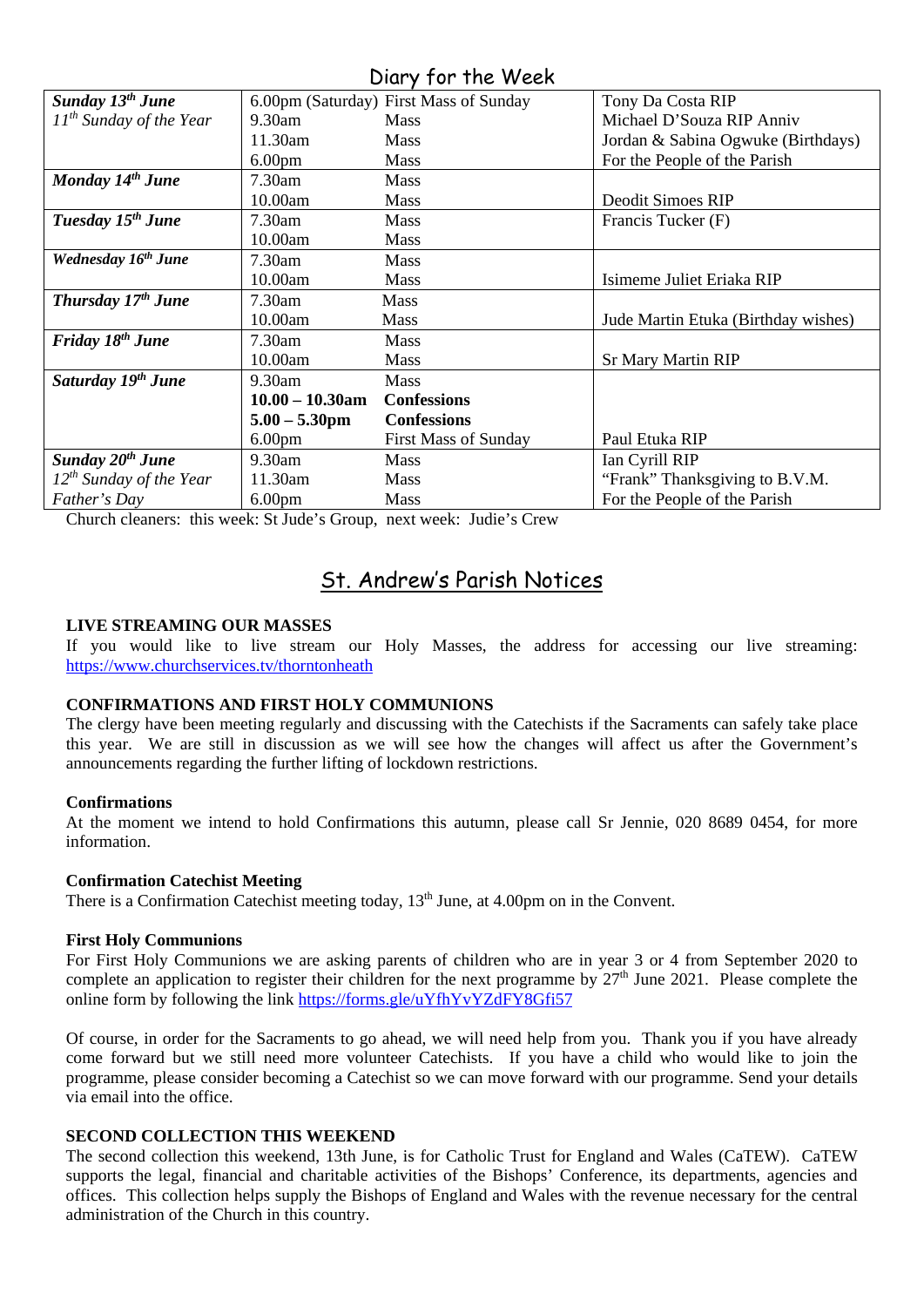## Diary for the Week

| | | | |
|---|---|---|---|
| ***Sunday 13th June*** | 6.00pm (Saturday) | First Mass of Sunday | Tony Da Costa RIP |
| *11th Sunday of the Year* | 9.30am | Mass | Michael D'Souza RIP Anniv |
| | 11.30am | Mass | Jordan & Sabina Ogwuke (Birthdays) |
| | 6.00pm | Mass | For the People of the Parish |
| ***Monday 14th June*** | 7.30am | Mass | |
| | 10.00am | Mass | Deodit Simoes RIP |
| ***Tuesday 15th June*** | 7.30am | Mass | Francis Tucker (F) |
| | 10.00am | Mass | |
| ***Wednesday 16th June*** | 7.30am | Mass | |
| | 10.00am | Mass | Isimeme Juliet Eriaka RIP |
| ***Thursday 17th June*** | 7.30am | Mass | |
| | 10.00am | Mass | Jude Martin Etuka (Birthday wishes) |
| ***Friday 18th June*** | 7.30am | Mass | |
| | 10.00am | Mass | Sr Mary Martin RIP |
| ***Saturday 19th June*** | 9.30am | Mass | |
| | **10.00 – 10.30am** | **Confessions** | |
| | **5.00 – 5.30pm** | **Confessions** | |
| | 6.00pm | First Mass of Sunday | Paul Etuka RIP |
| ***Sunday 20th June*** | 9.30am | Mass | Ian Cyrill RIP |
| *12th Sunday of the Year* | 11.30am | Mass | "Frank" Thanksgiving to B.V.M. |
| *Father's Day* | 6.00pm | Mass | For the People of the Parish |

Church cleaners: this week: St Jude's Group, next week: Judie's Crew

## St. Andrew's Parish Notices

**LIVE STREAMING OUR MASSES**

If you would like to live stream our Holy Masses, the address for accessing our live streaming: https://www.churchservices.tv/thorntonheath

**CONFIRMATIONS AND FIRST HOLY COMMUNIONS**

The clergy have been meeting regularly and discussing with the Catechists if the Sacraments can safely take place this year. We are still in discussion as we will see how the changes will affect us after the Government's announcements regarding the further lifting of lockdown restrictions.

**Confirmations**

At the moment we intend to hold Confirmations this autumn, please call Sr Jennie, 020 8689 0454, for more information.

**Confirmation Catechist Meeting**

There is a Confirmation Catechist meeting today, 13th June, at 4.00pm on in the Convent.

**First Holy Communions**

For First Holy Communions we are asking parents of children who are in year 3 or 4 from September 2020 to complete an application to register their children for the next programme by 27th June 2021. Please complete the online form by following the link https://forms.gle/uYfhYvYZdFY8Gfi57

Of course, in order for the Sacraments to go ahead, we will need help from you. Thank you if you have already come forward but we still need more volunteer Catechists. If you have a child who would like to join the programme, please consider becoming a Catechist so we can move forward with our programme. Send your details via email into the office.

**SECOND COLLECTION THIS WEEKEND**

The second collection this weekend, 13th June, is for Catholic Trust for England and Wales (CaTEW). CaTEW supports the legal, financial and charitable activities of the Bishops' Conference, its departments, agencies and offices. This collection helps supply the Bishops of England and Wales with the revenue necessary for the central administration of the Church in this country.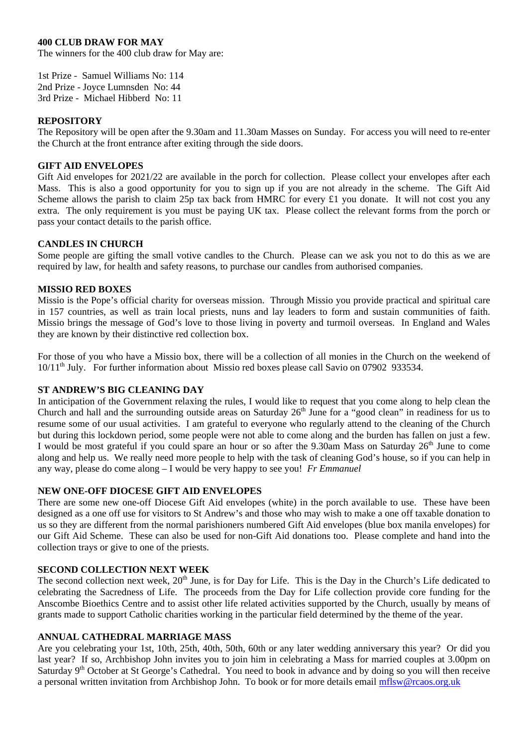**400 CLUB DRAW FOR MAY**

The winners for the 400 club draw for May are:

1st Prize - Samuel Williams No: 114
2nd Prize - Joyce Lumnsden No: 44
3rd Prize - Michael Hibberd No: 11

**REPOSITORY**

The Repository will be open after the 9.30am and 11.30am Masses on Sunday. For access you will need to re-enter the Church at the front entrance after exiting through the side doors.

**GIFT AID ENVELOPES**

Gift Aid envelopes for 2021/22 are available in the porch for collection. Please collect your envelopes after each Mass. This is also a good opportunity for you to sign up if you are not already in the scheme. The Gift Aid Scheme allows the parish to claim 25p tax back from HMRC for every £1 you donate. It will not cost you any extra. The only requirement is you must be paying UK tax. Please collect the relevant forms from the porch or pass your contact details to the parish office.

**CANDLES IN CHURCH**

Some people are gifting the small votive candles to the Church. Please can we ask you not to do this as we are required by law, for health and safety reasons, to purchase our candles from authorised companies.

**MISSIO RED BOXES**

Missio is the Pope's official charity for overseas mission. Through Missio you provide practical and spiritual care in 157 countries, as well as train local priests, nuns and lay leaders to form and sustain communities of faith. Missio brings the message of God's love to those living in poverty and turmoil overseas. In England and Wales they are known by their distinctive red collection box.

For those of you who have a Missio box, there will be a collection of all monies in the Church on the weekend of 10/11th July. For further information about Missio red boxes please call Savio on 07902 933534.

**ST ANDREW'S BIG CLEANING DAY**

In anticipation of the Government relaxing the rules, I would like to request that you come along to help clean the Church and hall and the surrounding outside areas on Saturday 26th June for a "good clean" in readiness for us to resume some of our usual activities. I am grateful to everyone who regularly attend to the cleaning of the Church but during this lockdown period, some people were not able to come along and the burden has fallen on just a few. I would be most grateful if you could spare an hour or so after the 9.30am Mass on Saturday 26th June to come along and help us. We really need more people to help with the task of cleaning God's house, so if you can help in any way, please do come along – I would be very happy to see you! *Fr Emmanuel*

**NEW ONE-OFF DIOCESE GIFT AID ENVELOPES**

There are some new one-off Diocese Gift Aid envelopes (white) in the porch available to use. These have been designed as a one off use for visitors to St Andrew's and those who may wish to make a one off taxable donation to us so they are different from the normal parishioners numbered Gift Aid envelopes (blue box manila envelopes) for our Gift Aid Scheme. These can also be used for non-Gift Aid donations too. Please complete and hand into the collection trays or give to one of the priests.

**SECOND COLLECTION NEXT WEEK**

The second collection next week, 20th June, is for Day for Life. This is the Day in the Church's Life dedicated to celebrating the Sacredness of Life. The proceeds from the Day for Life collection provide core funding for the Anscombe Bioethics Centre and to assist other life related activities supported by the Church, usually by means of grants made to support Catholic charities working in the particular field determined by the theme of the year.

**ANNUAL CATHEDRAL MARRIAGE MASS**

Are you celebrating your 1st, 10th, 25th, 40th, 50th, 60th or any later wedding anniversary this year? Or did you last year? If so, Archbishop John invites you to join him in celebrating a Mass for married couples at 3.00pm on Saturday 9th October at St George's Cathedral. You need to book in advance and by doing so you will then receive a personal written invitation from Archbishop John. To book or for more details email mflsw@rcaos.org.uk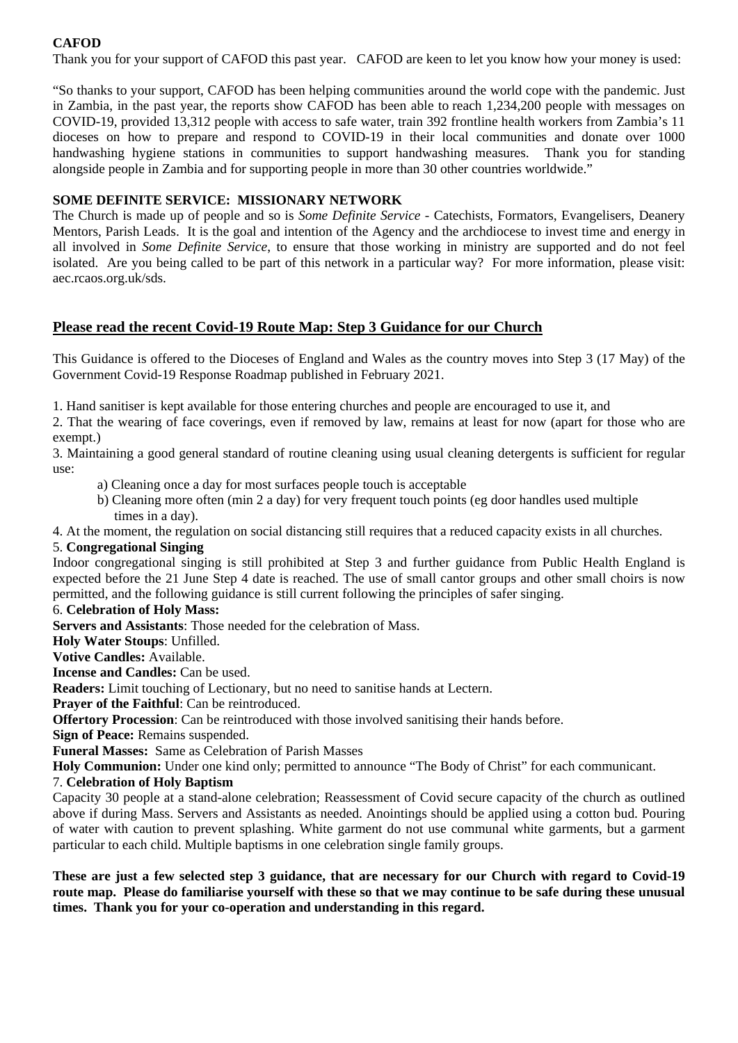**CAFOD**

Thank you for your support of CAFOD this past year. CAFOD are keen to let you know how your money is used:

"So thanks to your support, CAFOD has been helping communities around the world cope with the pandemic. Just in Zambia, in the past year, the reports show CAFOD has been able to reach 1,234,200 people with messages on COVID-19, provided 13,312 people with access to safe water, train 392 frontline health workers from Zambia's 11 dioceses on how to prepare and respond to COVID-19 in their local communities and donate over 1000 handwashing hygiene stations in communities to support handwashing measures. Thank you for standing alongside people in Zambia and for supporting people in more than 30 other countries worldwide."

**SOME DEFINITE SERVICE: MISSIONARY NETWORK**

The Church is made up of people and so is *Some Definite Service* - Catechists, Formators, Evangelisers, Deanery Mentors, Parish Leads. It is the goal and intention of the Agency and the archdiocese to invest time and energy in all involved in *Some Definite Service*, to ensure that those working in ministry are supported and do not feel isolated. Are you being called to be part of this network in a particular way? For more information, please visit: aec.rcaos.org.uk/sds.

## Please read the recent Covid-19 Route Map: Step 3 Guidance for our Church

This Guidance is offered to the Dioceses of England and Wales as the country moves into Step 3 (17 May) of the Government Covid-19 Response Roadmap published in February 2021.

1. Hand sanitiser is kept available for those entering churches and people are encouraged to use it, and
2. That the wearing of face coverings, even if removed by law, remains at least for now (apart for those who are exempt.)
3. Maintaining a good general standard of routine cleaning using usual cleaning detergents is sufficient for regular use:
   a) Cleaning once a day for most surfaces people touch is acceptable
   b) Cleaning more often (min 2 a day) for very frequent touch points (eg door handles used multiple times in a day).
4. At the moment, the regulation on social distancing still requires that a reduced capacity exists in all churches.
5. **Congregational Singing**

Indoor congregational singing is still prohibited at Step 3 and further guidance from Public Health England is expected before the 21 June Step 4 date is reached. The use of small cantor groups and other small choirs is now permitted, and the following guidance is still current following the principles of safer singing.

6. **Celebration of Holy Mass:**

**Servers and Assistants**: Those needed for the celebration of Mass.
**Holy Water Stoups**: Unfilled.
**Votive Candles:** Available.
**Incense and Candles:** Can be used.
**Readers:** Limit touching of Lectionary, but no need to sanitise hands at Lectern.
**Prayer of the Faithful**: Can be reintroduced.
**Offertory Procession**: Can be reintroduced with those involved sanitising their hands before.
**Sign of Peace:** Remains suspended.
**Funeral Masses:** Same as Celebration of Parish Masses
**Holy Communion:** Under one kind only; permitted to announce "The Body of Christ" for each communicant.

7. **Celebration of Holy Baptism**

Capacity 30 people at a stand-alone celebration; Reassessment of Covid secure capacity of the church as outlined above if during Mass. Servers and Assistants as needed. Anointings should be applied using a cotton bud. Pouring of water with caution to prevent splashing. White garment do not use communal white garments, but a garment particular to each child. Multiple baptisms in one celebration single family groups.

**These are just a few selected step 3 guidance, that are necessary for our Church with regard to Covid-19 route map. Please do familiarise yourself with these so that we may continue to be safe during these unusual times. Thank you for your co-operation and understanding in this regard.**